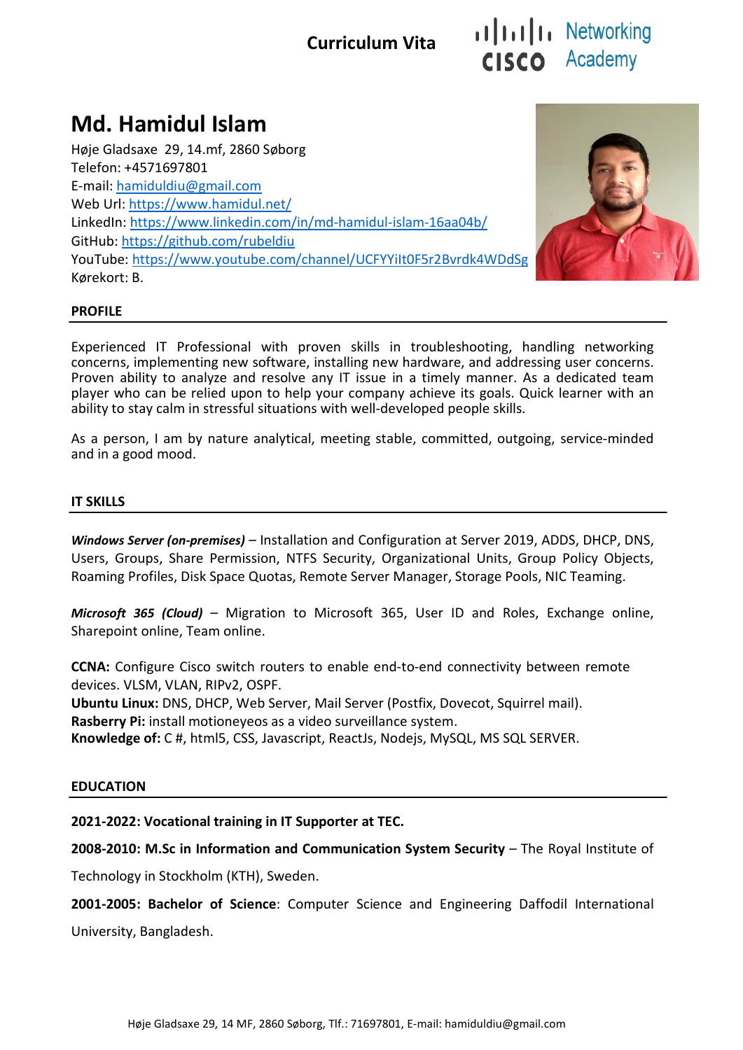**Curriculum Vita**

# Md. Hamidul Islam

Høje Gladsaxe 29, 14.mf, 2860 Søborg
Telefon: +4571697801
E-mail: hamiduldiu@gmail.com
Web Url: https://www.hamidul.net/
LinkedIn: https://www.linkedin.com/in/md-hamidul-islam-16aa04b/
GitHub: https://github.com/rubeldiu
YouTube: https://www.youtube.com/channel/UCFYYiIt0F5r2Bvrdk4WDdSg
Kørekort: B.

## PROFILE

Experienced IT Professional with proven skills in troubleshooting, handling networking concerns, implementing new software, installing new hardware, and addressing user concerns. Proven ability to analyze and resolve any IT issue in a timely manner. As a dedicated team player who can be relied upon to help your company achieve its goals. Quick learner with an ability to stay calm in stressful situations with well-developed people skills.

As a person, I am by nature analytical, meeting stable, committed, outgoing, service-minded and in a good mood.

## IT SKILLS

***Windows Server (on-premises)*** – Installation and Configuration at Server 2019, ADDS, DHCP, DNS, Users, Groups, Share Permission, NTFS Security, Organizational Units, Group Policy Objects, Roaming Profiles, Disk Space Quotas, Remote Server Manager, Storage Pools, NIC Teaming.

***Microsoft 365 (Cloud)*** – Migration to Microsoft 365, User ID and Roles, Exchange online, Sharepoint online, Team online.

**CCNA:** Configure Cisco switch routers to enable end-to-end connectivity between remote devices. VLSM, VLAN, RIPv2, OSPF.
**Ubuntu Linux:** DNS, DHCP, Web Server, Mail Server (Postfix, Dovecot, Squirrel mail).
**Rasberry Pi:** install motioneyeos as a video surveillance system.
**Knowledge of:** C #, html5, CSS, Javascript, ReactJs, Nodejs, MySQL, MS SQL SERVER.

## EDUCATION

**2021-2022: Vocational training in IT Supporter at TEC.**

**2008-2010: M.Sc in Information and Communication System Security** – The Royal Institute of Technology in Stockholm (KTH), Sweden.

**2001-2005: Bachelor of Science**: Computer Science and Engineering Daffodil International University, Bangladesh.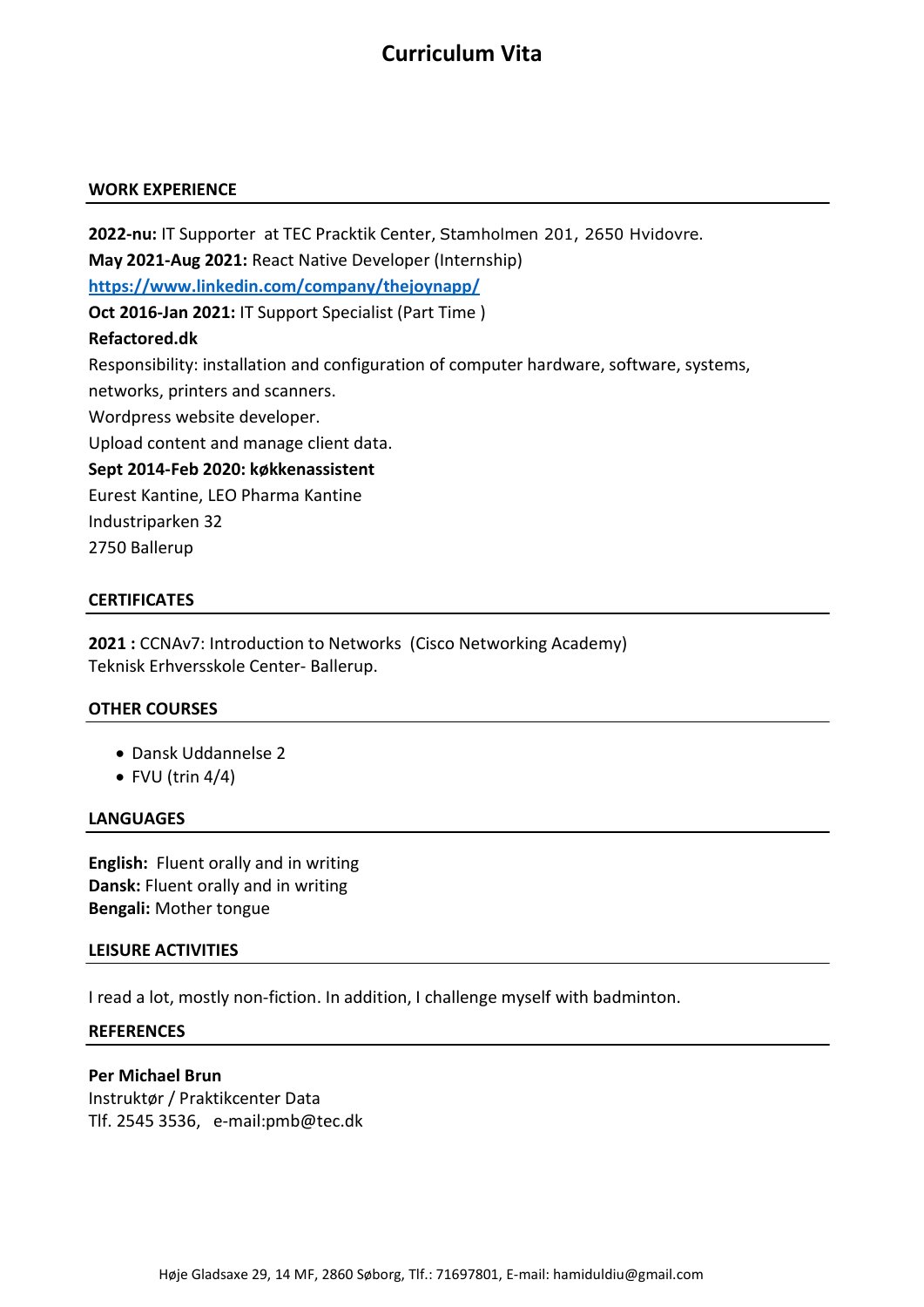# Curriculum Vita

## WORK EXPERIENCE

**2022-nu:** IT Supporter at TEC Pracktik Center, Stamholmen 201, 2650 Hvidovre.
**May 2021-Aug 2021:** React Native Developer (Internship)
https://www.linkedin.com/company/thejoynapp/
**Oct 2016-Jan 2021:** IT Support Specialist (Part Time )
**Refactored.dk**
Responsibility: installation and configuration of computer hardware, software, systems, networks, printers and scanners.
Wordpress website developer.
Upload content and manage client data.
**Sept 2014-Feb 2020: køkkenassistent**
Eurest Kantine, LEO Pharma Kantine
Industriparken 32
2750 Ballerup

## CERTIFICATES

**2021 :** CCNAv7: Introduction to Networks (Cisco Networking Academy)
Teknisk Erhversskole Center- Ballerup.

## OTHER COURSES

- Dansk Uddannelse 2
- FVU (trin 4/4)

## LANGUAGES

**English:** Fluent orally and in writing
**Dansk:** Fluent orally and in writing
**Bengali:** Mother tongue

## LEISURE ACTIVITIES

I read a lot, mostly non-fiction. In addition, I challenge myself with badminton.

## REFERENCES

**Per Michael Brun**
Instruktør / Praktikcenter Data
Tlf. 2545 3536, e-mail:pmb@tec.dk

Høje Gladsaxe 29, 14 MF, 2860 Søborg, Tlf.: 71697801, E-mail: hamiduldiu@gmail.com